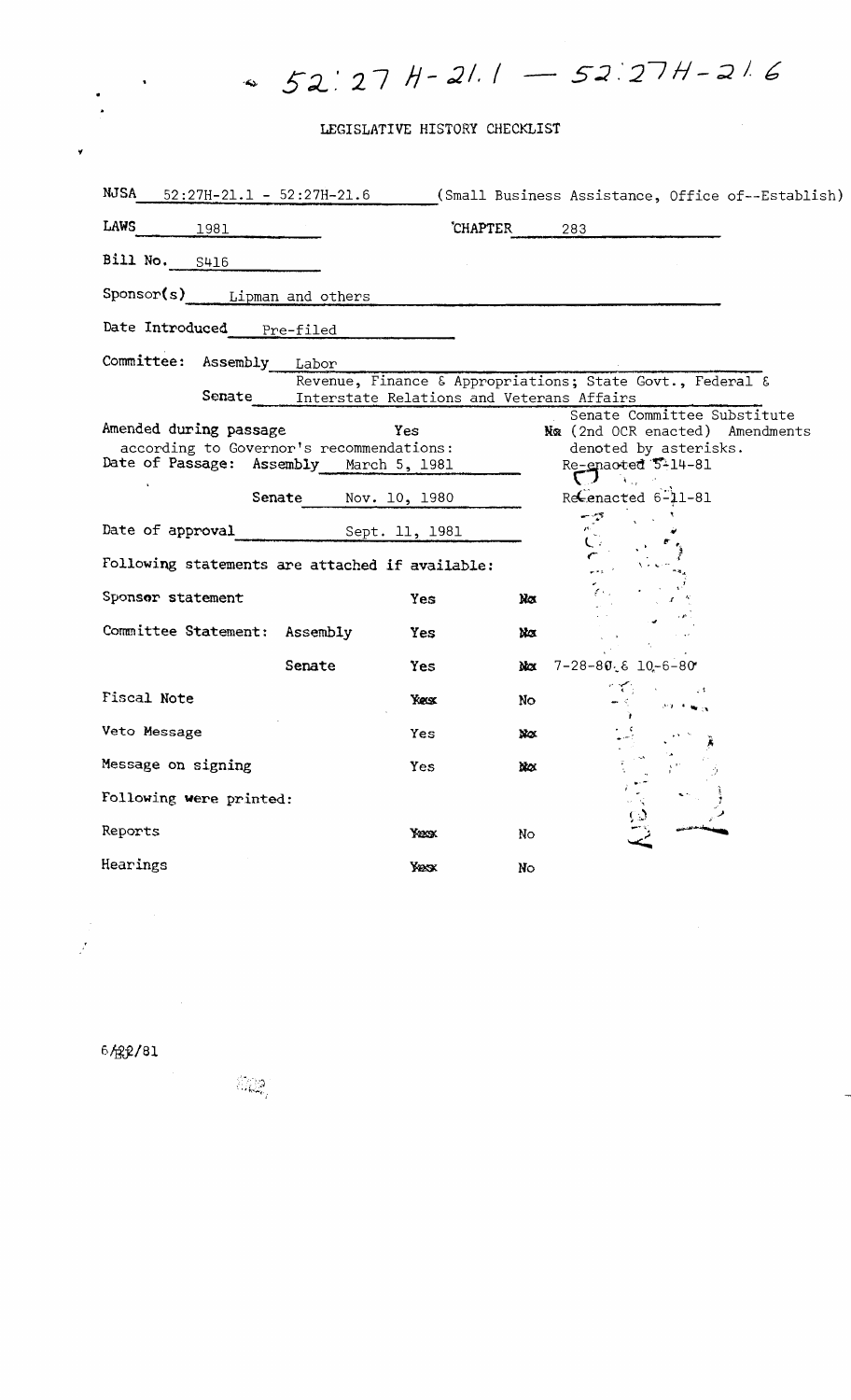52:27H-21.1 — 52:27H-21.6

LEGISLATIVE HISTORY CHECKLIST

NJSA 52:27H-21.1 - 52:27H-21.6 (Small Business Assistance, Office of--Establish)

LAWS 1981 CHAPTER 283

Bill No. S416

Sponsor(s) Lipman and others

Date Introduced Pre-filed

Committee: Assembly Labor

Senate Revenue, Finance & Appropriations; State Govt., Federal & Interstate Relations and Veterans Affairs

Amended during passage Yes ~~No~~ Senate Committee Substitute (2nd OCR enacted) Amendments denoted by asterisks.

according to Governor's recommendations: Re-enacted 5-14-81

Date of Passage: Assembly March 5, 1981

Senate Nov. 10, 1980 Re-enacted 6-11-81

Date of approval Sept. 11, 1981

Following statements are attached if available:

| | | | |
|---|---|---|---|
| Sponsor statement | | Yes | ~~No~~ |
| Committee Statement: | Assembly | Yes | ~~No~~ |
| | Senate | Yes | ~~No~~ 7-28-80 & 10-6-80 |
| Fiscal Note | | ~~Yes~~ | No |
| Veto Message | | Yes | ~~No~~ |
| Message on signing | | Yes | ~~No~~ |

Following were printed:

| | | |
|---|---|---|
| Reports | ~~Yes~~ | No |
| Hearings | ~~Yes~~ | No |

6/22/81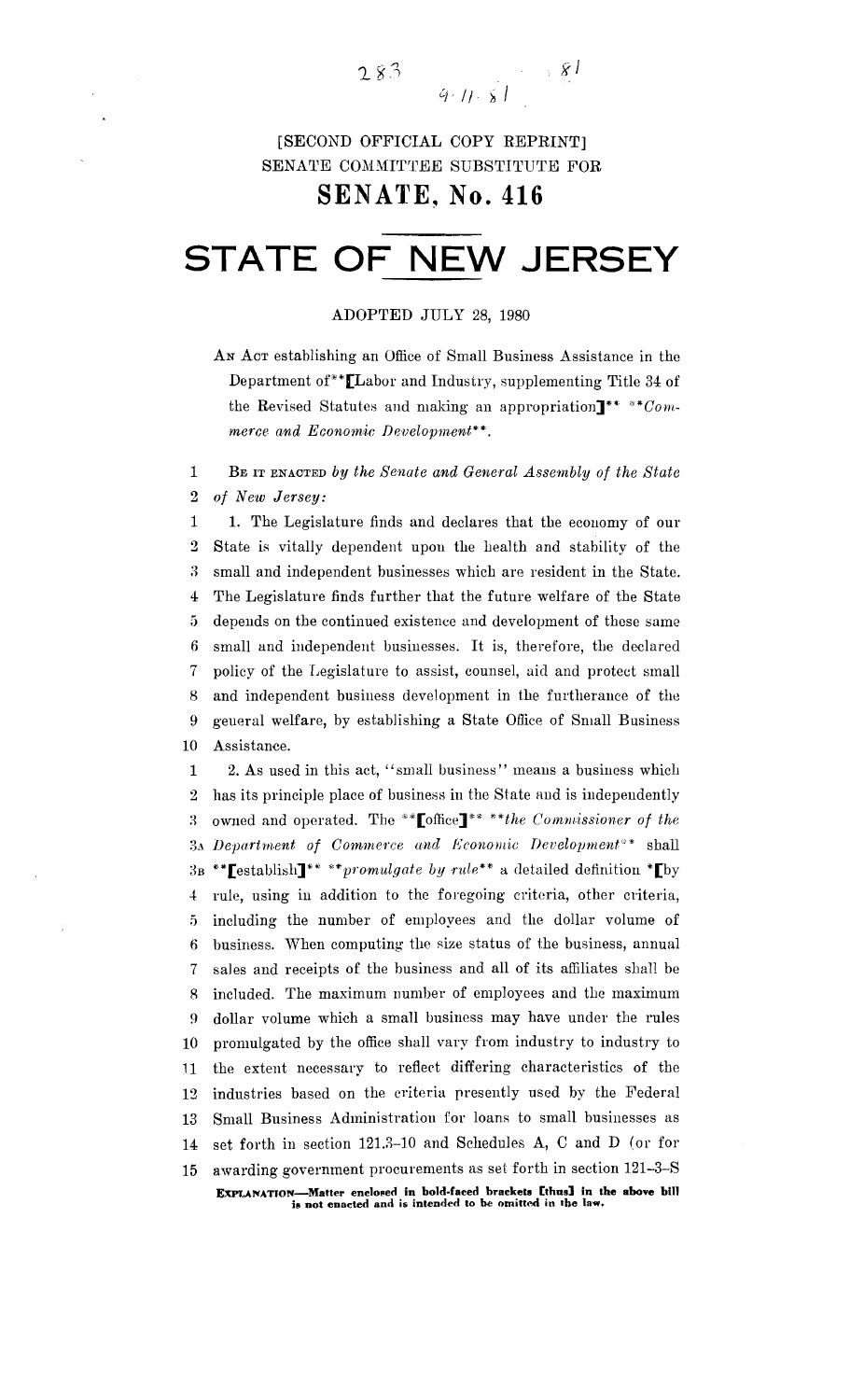283 81

9-11-81

[SECOND OFFICIAL COPY REPRINT]

SENATE COMMITTEE SUBSTITUTE FOR

# SENATE, No. 416

# STATE OF NEW JERSEY

ADOPTED JULY 28, 1980

AN ACT establishing an Office of Small Business Assistance in the Department of**[Labor and Industry, supplementing Title 34 of the Revised Statutes and making an appropriation]** ***Commerce and Economic Development***.

1 BE IT ENACTED *by the Senate and General Assembly of the State*
2 *of New Jersey:*

1 1. The Legislature finds and declares that the economy of our
2 State is vitally dependent upon the health and stability of the
3 small and independent businesses which are resident in the State.
4 The Legislature finds further that the future welfare of the State
5 depends on the continued existence and development of these same
6 small and independent businesses. It is, therefore, the declared
7 policy of the Legislature to assist, counsel, aid and protect small
8 and independent business development in the furtherance of the
9 general welfare, by establishing a State Office of Small Business
10 Assistance.

1 2. As used in this act, "small business" means a business which
2 has its principle place of business in the State and is independently
3 owned and operated. The **[office]** ***the Commissioner of the***
3A ***Department of Commerce and Economic Development*** shall
3B **[establish]** ***promulgate by rule*** a detailed definition *[by
4 rule, using in addition to the foregoing criteria, other criteria,
5 including the number of employees and the dollar volume of
6 business. When computing the size status of the business, annual
7 sales and receipts of the business and all of its affiliates shall be
8 included. The maximum number of employees and the maximum
9 dollar volume which a small business may have under the rules
10 promulgated by the office shall vary from industry to industry to
11 the extent necessary to reflect differing characteristics of the
12 industries based on the criteria presently used by the Federal
13 Small Business Administration for loans to small businesses as
14 set forth in section 121.3-10 and Schedules A, C and D (or for
15 awarding government procurements as set forth in section 121-3-8

**EXPLANATION—Matter enclosed in bold-faced brackets [thus] in the above bill is not enacted and is intended to be omitted in the law.**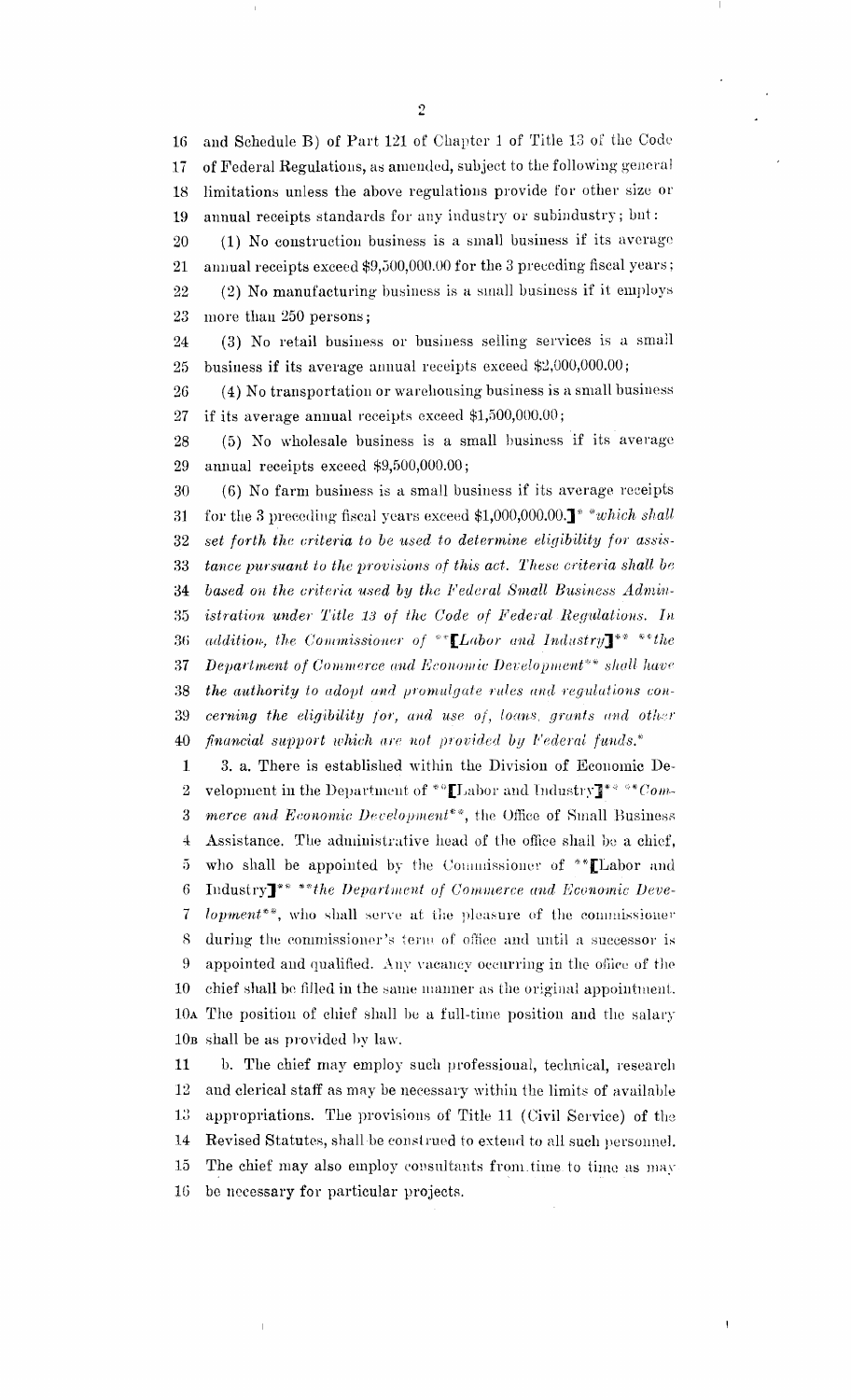16 and Schedule B) of Part 121 of Chapter 1 of Title 13 of the Code
17 of Federal Regulations, as amended, subject to the following general
18 limitations unless the above regulations provide for other size or
19 annual receipts standards for any industry or subindustry; but:

20 (1) No construction business is a small business if its average
21 annual receipts exceed $9,500,000.00 for the 3 preceding fiscal years;

22 (2) No manufacturing business is a small business if it employs
23 more than 250 persons;

24 (3) No retail business or business selling services is a small
25 business if its average annual receipts exceed $2,000,000.00;

26 (4) No transportation or warehousing business is a small business
27 if its average annual receipts exceed $1,500,000.00;

28 (5) No wholesale business is a small business if its average
29 annual receipts exceed $9,500,000.00;

30 (6) No farm business is a small business if its average receipts
31 for the 3 preceding fiscal years exceed $1,000,000.00.]* **which shall*
32 *set forth the criteria to be used to determine eligibility for assis-*
33 *tance pursuant to the provisions of this act. These criteria shall be*
34 *based on the criteria used by the Federal Small Business Admin-*
35 *istration under Title 13 of the Code of Federal Regulations. In*
36 *addition, the Commissioner of* **[*Labor and Industry*]** ***the*
37 *Department of Commerce and Economic Development*** *shall have*
38 *the authority to adopt and promulgate rules and regulations con-*
39 *cerning the eligibility for, and use of, loans, grants and other*
40 *financial support which are not provided by Federal funds.**

1 3. a. There is established within the Division of Economic De-
2 velopment in the Department of **[Labor and Industry]** ***Com-*
3 *merce and Economic Development***, the Office of Small Business
4 Assistance. The administrative head of the office shall be a chief,
5 who shall be appointed by the Commissioner of **[Labor and
6 Industry]** ***the Department of Commerce and Economic Deve-*
7 *lopment***, who shall serve at the pleasure of the commissioner
8 during the commissioner's term of office and until a successor is
9 appointed and qualified. Any vacancy occurring in the office of the
10 chief shall be filled in the same manner as the original appointment.
10A The position of chief shall be a full-time position and the salary
10B shall be as provided by law.

11 b. The chief may employ such professional, technical, research
12 and clerical staff as may be necessary within the limits of available
13 appropriations. The provisions of Title 11 (Civil Service) of the
14 Revised Statutes, shall be construed to extend to all such personnel.
15 The chief may also employ consultants from time to time as may
16 be necessary for particular projects.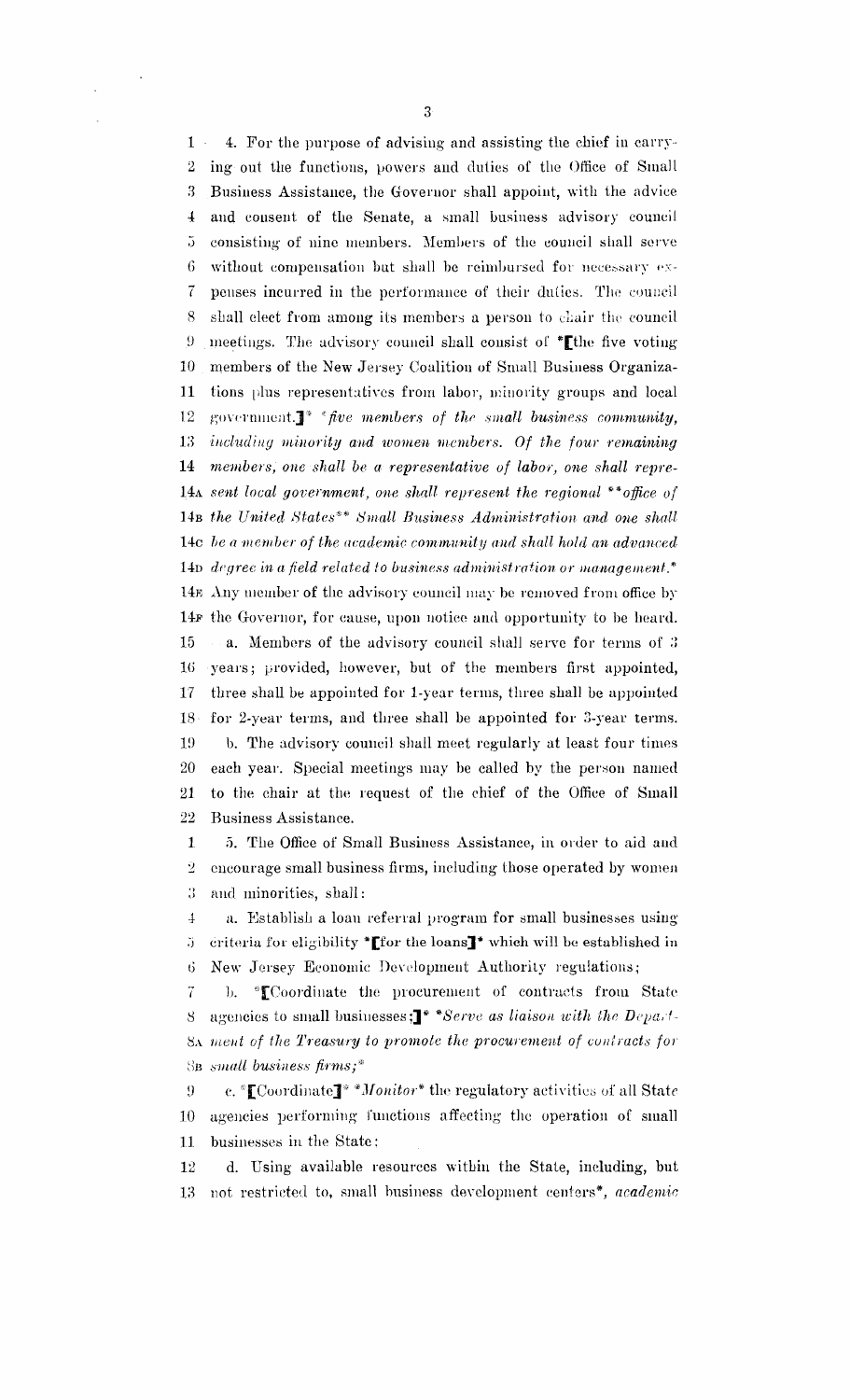1 4. For the purpose of advising and assisting the chief in carry-
2 ing out the functions, powers and duties of the Office of Small
3 Business Assistance, the Governor shall appoint, with the advice
4 and consent of the Senate, a small business advisory council
5 consisting of nine members. Members of the council shall serve
6 without compensation but shall be reimbursed for necessary ex-
7 penses incurred in the performance of their duties. The council
8 shall elect from among its members a person to chair the council
9 meetings. The advisory council shall consist of *[the five voting
10 members of the New Jersey Coalition of Small Business Organiza-
11 tions plus representatives from labor, minority groups and local
12 government.]* *five members of the small business community,
13 including minority and women members. Of the four remaining
14 members, one shall be a representative of labor, one shall repre-
14A sent local government, one shall represent the regional **office of
14B the United States** Small Business Administration and one shall
14C be a member of the academic community and shall hold an advanced
14D degree in a field related to business administration or management.*
14E Any member of the advisory council may be removed from office by
14F the Governor, for cause, upon notice and opportunity to be heard.
15 a. Members of the advisory council shall serve for terms of 3
16 years; provided, however, but of the members first appointed,
17 three shall be appointed for 1-year terms, three shall be appointed
18 for 2-year terms, and three shall be appointed for 3-year terms.
19 b. The advisory council shall meet regularly at least four times
20 each year. Special meetings may be called by the person named
21 to the chair at the request of the chief of the Office of Small
22 Business Assistance.

1 5. The Office of Small Business Assistance, in order to aid and
2 encourage small business firms, including those operated by women
3 and minorities, shall:
4 a. Establish a loan referral program for small businesses using
5 criteria for eligibility *[for the loans]* which will be established in
6 New Jersey Economic Development Authority regulations;
7 b. *[Coordinate the procurement of contracts from State
8 agencies to small businesses;]* *Serve as liaison with the Depart-
8A ment of the Treasury to promote the procurement of contracts for
8B small business firms;*
9 c. *[Coordinate]* *Monitor* the regulatory activities of all State
10 agencies performing functions affecting the operation of small
11 businesses in the State:
12 d. Using available resources within the State, including, but
13 not restricted to, small business development centers*, academic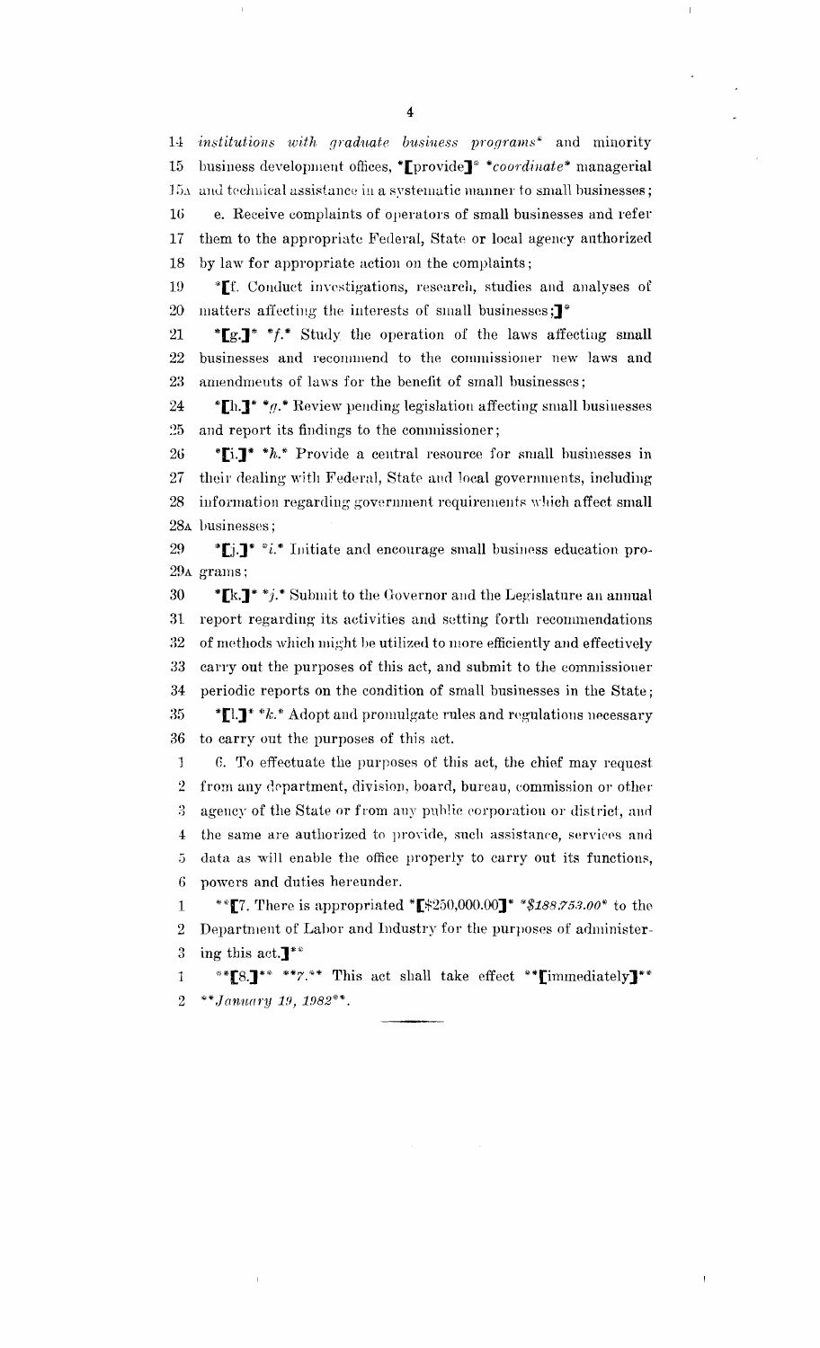14 *institutions with graduate business programs** and minority
15 business development offices, *[provide]* *coordinate* managerial
15A and technical assistance in a systematic manner to small businesses;
16 e. Receive complaints of operators of small businesses and refer
17 them to the appropriate Federal, State or local agency authorized
18 by law for appropriate action on the complaints;
19 *[f. Conduct investigations, research, studies and analyses of
20 matters affecting the interests of small businesses;]*
21 *[g.]* *f.* Study the operation of the laws affecting small
22 businesses and recommend to the commissioner new laws and
23 amendments of laws for the benefit of small businesses;
24 *[h.]* *g.* Review pending legislation affecting small businesses
25 and report its findings to the commissioner;
26 *[i.]* *h.* Provide a central resource for small businesses in
27 their dealing with Federal, State and local governments, including
28 information regarding government requirements which affect small
28A businesses;
29 *[j.]* *i.* Initiate and encourage small business education pro-
29A grams;
30 *[k.]* *j.* Submit to the Governor and the Legislature an annual
31 report regarding its activities and setting forth recommendations
32 of methods which might be utilized to more efficiently and effectively
33 carry out the purposes of this act, and submit to the commissioner
34 periodic reports on the condition of small businesses in the State;
35 *[l.]* *k.* Adopt and promulgate rules and regulations necessary
36 to carry out the purposes of this act.

1 6. To effectuate the purposes of this act, the chief may request
2 from any department, division, board, bureau, commission or other
3 agency of the State or from any public corporation or district, and
4 the same are authorized to provide, such assistance, services and
5 data as will enable the office properly to carry out its functions,
6 powers and duties hereunder.

1 **[7. There is appropriated *[$250,000.00]* *$188,753.00* to the
2 Department of Labor and Industry for the purposes of administer-
3 ing this act.]**

1 **[8.]** **7.** This act shall take effect **[immediately]**
2 ***January 19, 1982***.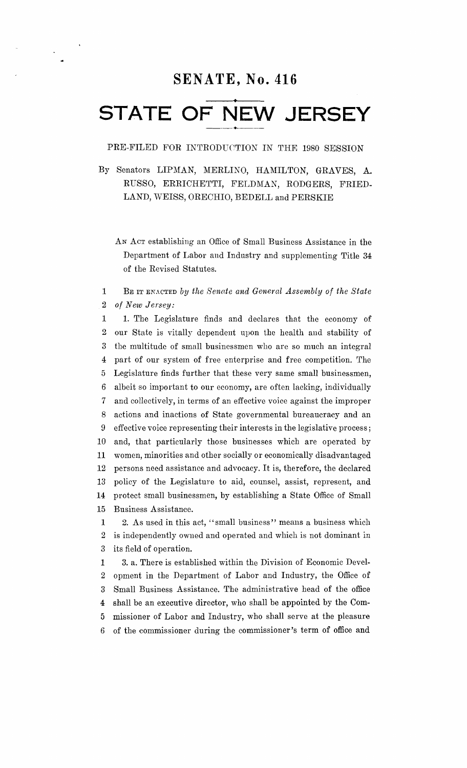# SENATE, No. 416

# STATE OF NEW JERSEY

PRE-FILED FOR INTRODUCTION IN THE 1980 SESSION

By Senators LIPMAN, MERLINO, HAMILTON, GRAVES, A. RUSSO, ERRICHETTI, FELDMAN, RODGERS, FRIEDLAND, WEISS, ORECHIO, BEDELL and PERSKIE

AN ACT establishing an Office of Small Business Assistance in the Department of Labor and Industry and supplementing Title 34 of the Revised Statutes.

1 BE IT ENACTED *by the Senate and General Assembly of the State*
2 *of New Jersey:*

1 1. The Legislature finds and declares that the economy of
2 our State is vitally dependent upon the health and stability of
3 the multitude of small businessmen who are so much an integral
4 part of our system of free enterprise and free competition. The
5 Legislature finds further that these very same small businessmen,
6 albeit so important to our economy, are often lacking, individually
7 and collectively, in terms of an effective voice against the improper
8 actions and inactions of State governmental bureaucracy and an
9 effective voice representing their interests in the legislative process;
10 and, that particularly those businesses which are operated by
11 women, minorities and other socially or economically disadvantaged
12 persons need assistance and advocacy. It is, therefore, the declared
13 policy of the Legislature to aid, counsel, assist, represent, and
14 protect small businessmen, by establishing a State Office of Small
15 Business Assistance.

1 2. As used in this act, "small business" means a business which
2 is independently owned and operated and which is not dominant in
3 its field of operation.

1 3. a. There is established within the Division of Economic Devel-
2 opment in the Department of Labor and Industry, the Office of
3 Small Business Assistance. The administrative head of the office
4 shall be an executive director, who shall be appointed by the Com-
5 missioner of Labor and Industry, who shall serve at the pleasure
6 of the commissioner during the commissioner's term of office and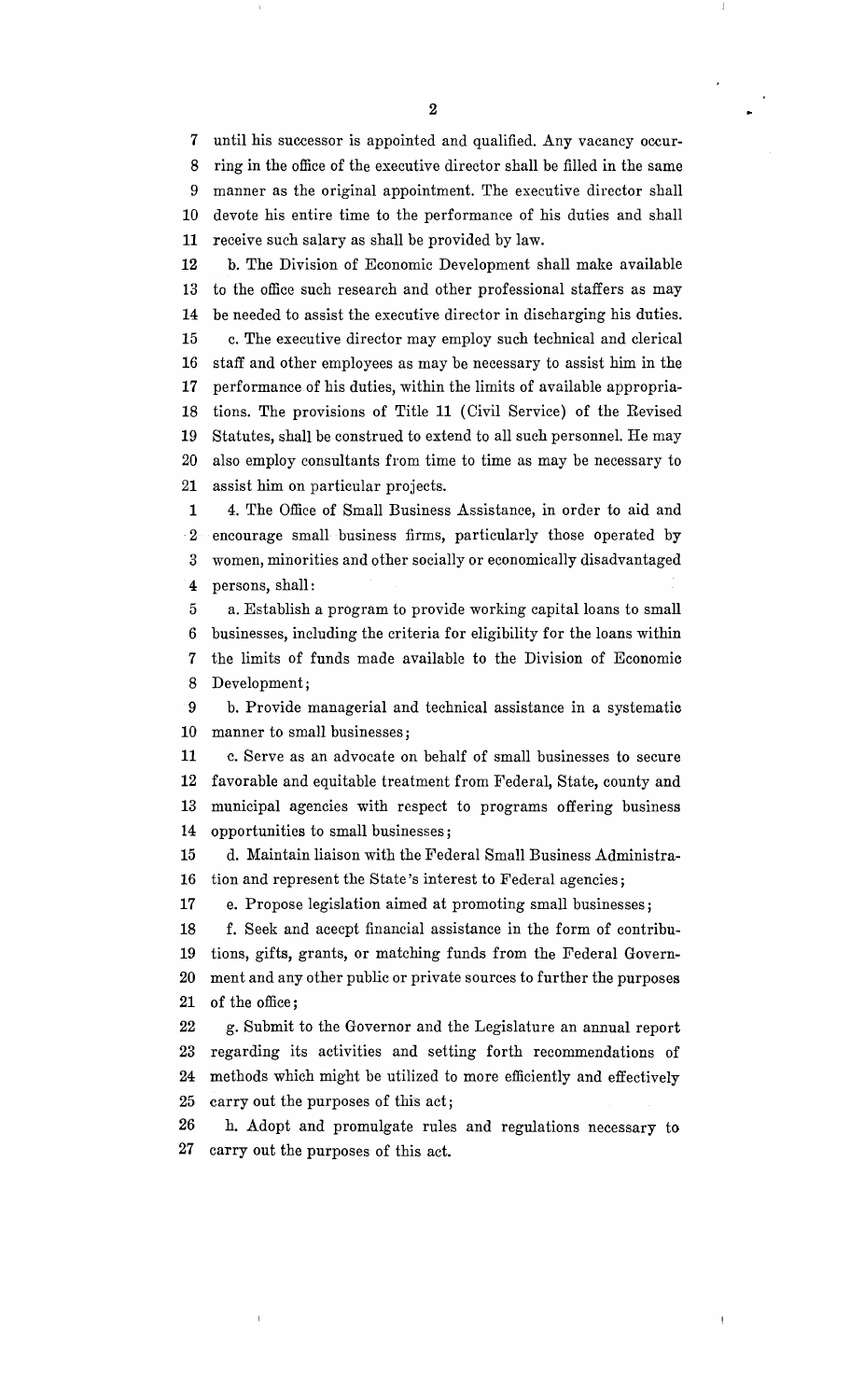until his successor is appointed and qualified. Any vacancy occurring in the office of the executive director shall be filled in the same manner as the original appointment. The executive director shall devote his entire time to the performance of his duties and shall receive such salary as shall be provided by law.

b. The Division of Economic Development shall make available to the office such research and other professional staffers as may be needed to assist the executive director in discharging his duties.

c. The executive director may employ such technical and clerical staff and other employees as may be necessary to assist him in the performance of his duties, within the limits of available appropriations. The provisions of Title 11 (Civil Service) of the Revised Statutes, shall be construed to extend to all such personnel. He may also employ consultants from time to time as may be necessary to assist him on particular projects.

4. The Office of Small Business Assistance, in order to aid and encourage small business firms, particularly those operated by women, minorities and other socially or economically disadvantaged persons, shall:

a. Establish a program to provide working capital loans to small businesses, including the criteria for eligibility for the loans within the limits of funds made available to the Division of Economic Development;

b. Provide managerial and technical assistance in a systematic manner to small businesses;

c. Serve as an advocate on behalf of small businesses to secure favorable and equitable treatment from Federal, State, county and municipal agencies with respect to programs offering business opportunities to small businesses;

d. Maintain liaison with the Federal Small Business Administration and represent the State's interest to Federal agencies;

e. Propose legislation aimed at promoting small businesses;

f. Seek and accept financial assistance in the form of contributions, gifts, grants, or matching funds from the Federal Government and any other public or private sources to further the purposes of the office;

g. Submit to the Governor and the Legislature an annual report regarding its activities and setting forth recommendations of methods which might be utilized to more efficiently and effectively carry out the purposes of this act;

h. Adopt and promulgate rules and regulations necessary to carry out the purposes of this act.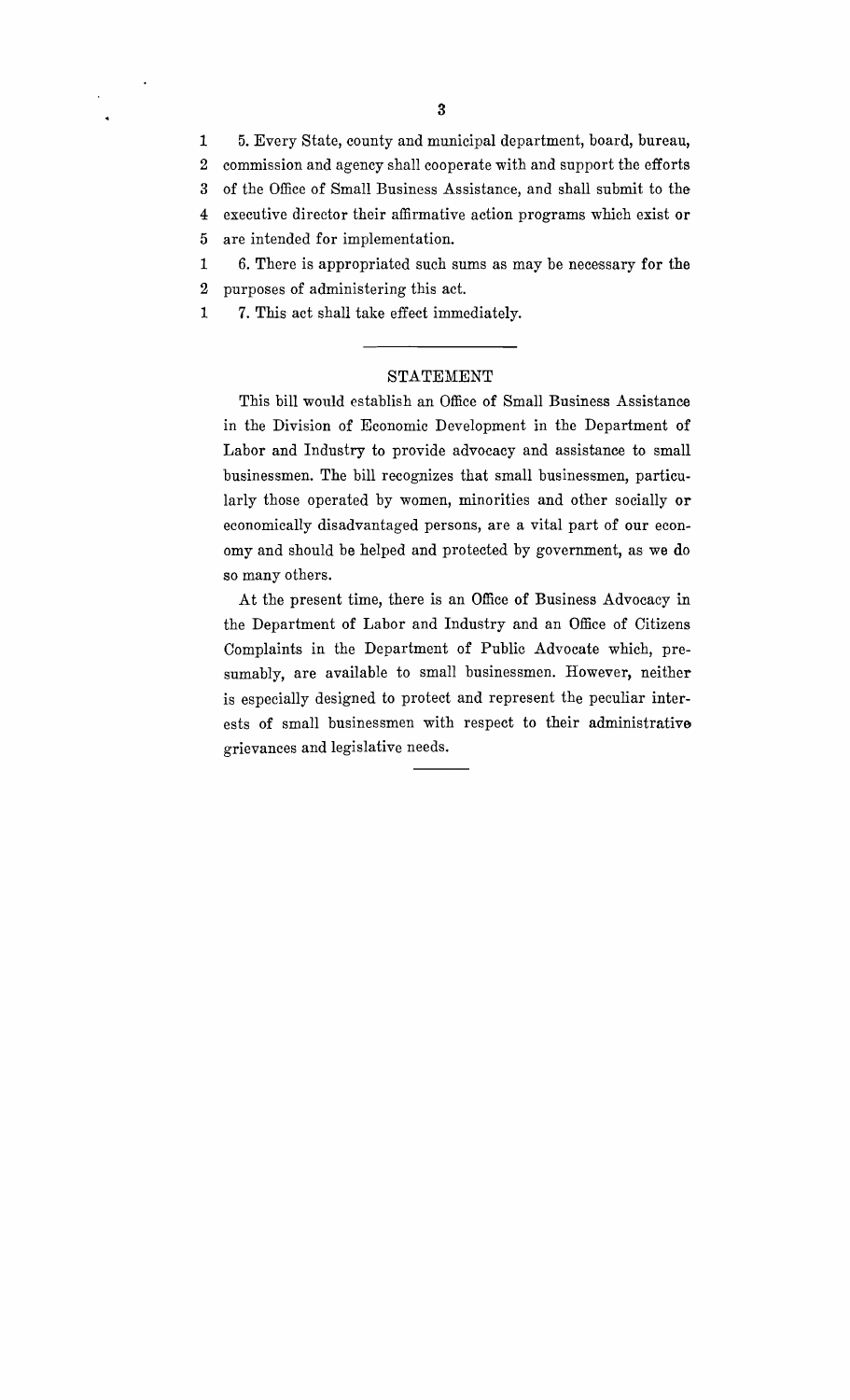5. Every State, county and municipal department, board, bureau, commission and agency shall cooperate with and support the efforts of the Office of Small Business Assistance, and shall submit to the executive director their affirmative action programs which exist or are intended for implementation.

6. There is appropriated such sums as may be necessary for the purposes of administering this act.

7. This act shall take effect immediately.

---

## STATEMENT

This bill would establish an Office of Small Business Assistance in the Division of Economic Development in the Department of Labor and Industry to provide advocacy and assistance to small businessmen. The bill recognizes that small businessmen, particularly those operated by women, minorities and other socially or economically disadvantaged persons, are a vital part of our economy and should be helped and protected by government, as we do so many others.

At the present time, there is an Office of Business Advocacy in the Department of Labor and Industry and an Office of Citizens Complaints in the Department of Public Advocate which, presumably, are available to small businessmen. However, neither is especially designed to protect and represent the peculiar interests of small businessmen with respect to their administrative grievances and legislative needs.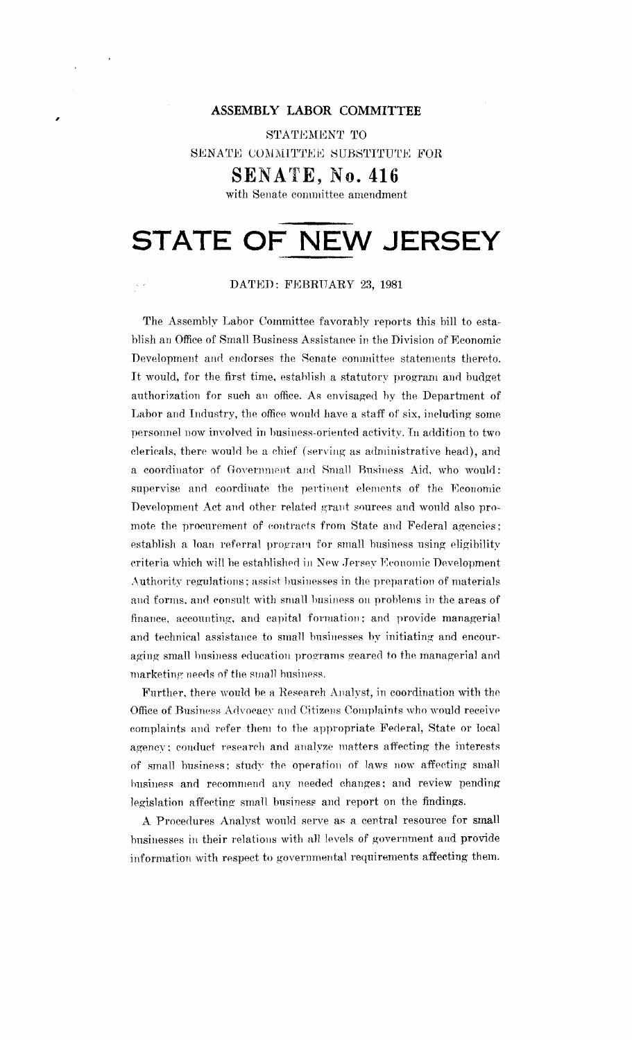# ASSEMBLY LABOR COMMITTEE

STATEMENT TO

SENATE COMMITTEE SUBSTITUTE FOR

## SENATE, No. 416

with Senate committee amendment

# STATE OF NEW JERSEY

DATED: FEBRUARY 23, 1981

The Assembly Labor Committee favorably reports this bill to establish an Office of Small Business Assistance in the Division of Economic Development and endorses the Senate committee statements thereto. It would, for the first time, establish a statutory program and budget authorization for such an office. As envisaged by the Department of Labor and Industry, the office would have a staff of six, including some personnel now involved in business-oriented activity. In addition to two clericals, there would be a chief (serving as administrative head), and a coordinator of Government and Small Business Aid, who would: supervise and coordinate the pertinent elements of the Economic Development Act and other related grant sources and would also promote the procurement of contracts from State and Federal agencies; establish a loan referral program for small business using eligibility criteria which will be established in New Jersey Economic Development Authority regulations; assist businesses in the preparation of materials and forms, and consult with small business on problems in the areas of finance, accounting, and capital formation; and provide managerial and technical assistance to small businesses by initiating and encouraging small business education programs geared to the managerial and marketing needs of the small business.

Further, there would be a Research Analyst, in coordination with the Office of Business Advocacy and Citizens Complaints who would receive complaints and refer them to the appropriate Federal, State or local agency; conduct research and analyze matters affecting the interests of small business; study the operation of laws now affecting small business and recommend any needed changes; and review pending legislation affecting small business and report on the findings.

A Procedures Analyst would serve as a central resource for small businesses in their relations with all levels of government and provide information with respect to governmental requirements affecting them.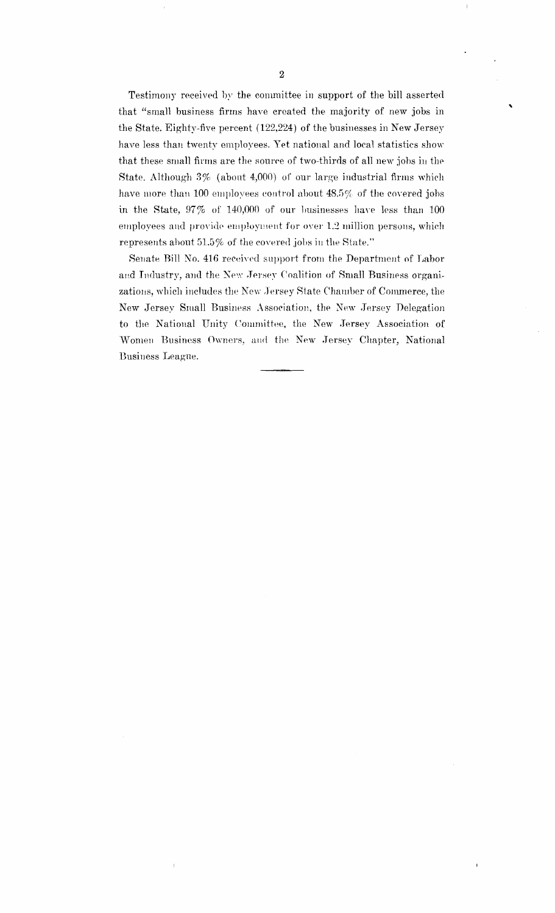Testimony received by the committee in support of the bill asserted that "small business firms have created the majority of new jobs in the State. Eighty-five percent (122,224) of the businesses in New Jersey have less than twenty employees. Yet national and local statistics show that these small firms are the source of two-thirds of all new jobs in the State. Although 3% (about 4,000) of our large industrial firms which have more than 100 employees control about 48.5% of the covered jobs in the State, 97% of 140,000 of our businesses have less than 100 employees and provide employment for over 1.2 million persons, which represents about 51.5% of the covered jobs in the State."

Senate Bill No. 416 received support from the Department of Labor and Industry, and the New Jersey Coalition of Small Business organizations, which includes the New Jersey State Chamber of Commerce, the New Jersey Small Business Association, the New Jersey Delegation to the National Unity Committee, the New Jersey Association of Women Business Owners, and the New Jersey Chapter, National Business League.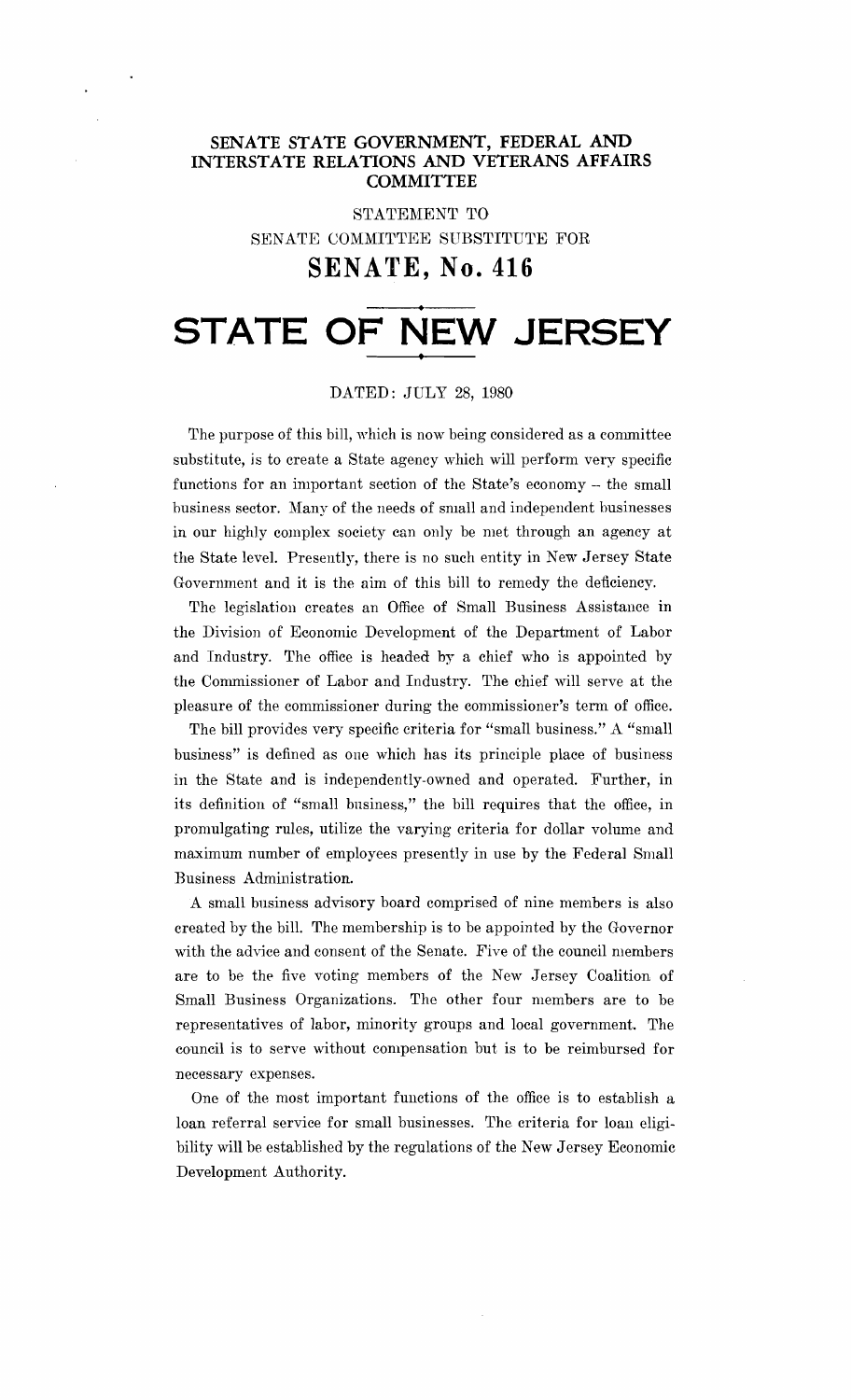## SENATE STATE GOVERNMENT, FEDERAL AND INTERSTATE RELATIONS AND VETERANS AFFAIRS COMMITTEE

STATEMENT TO

SENATE COMMITTEE SUBSTITUTE FOR

# SENATE, No. 416

# STATE OF NEW JERSEY

DATED: JULY 28, 1980

The purpose of this bill, which is now being considered as a committee substitute, is to create a State agency which will perform very specific functions for an important section of the State's economy – the small business sector. Many of the needs of small and independent businesses in our highly complex society can only be met through an agency at the State level. Presently, there is no such entity in New Jersey State Government and it is the aim of this bill to remedy the deficiency.

The legislation creates an Office of Small Business Assistance in the Division of Economic Development of the Department of Labor and Industry. The office is headed by a chief who is appointed by the Commissioner of Labor and Industry. The chief will serve at the pleasure of the commissioner during the commissioner's term of office.

The bill provides very specific criteria for "small business." A "small business" is defined as one which has its principle place of business in the State and is independently-owned and operated. Further, in its definition of "small business," the bill requires that the office, in promulgating rules, utilize the varying criteria for dollar volume and maximum number of employees presently in use by the Federal Small Business Administration.

A small business advisory board comprised of nine members is also created by the bill. The membership is to be appointed by the Governor with the advice and consent of the Senate. Five of the council members are to be the five voting members of the New Jersey Coalition of Small Business Organizations. The other four members are to be representatives of labor, minority groups and local government. The council is to serve without compensation but is to be reimbursed for necessary expenses.

One of the most important functions of the office is to establish a loan referral service for small businesses. The criteria for loan eligibility will be established by the regulations of the New Jersey Economic Development Authority.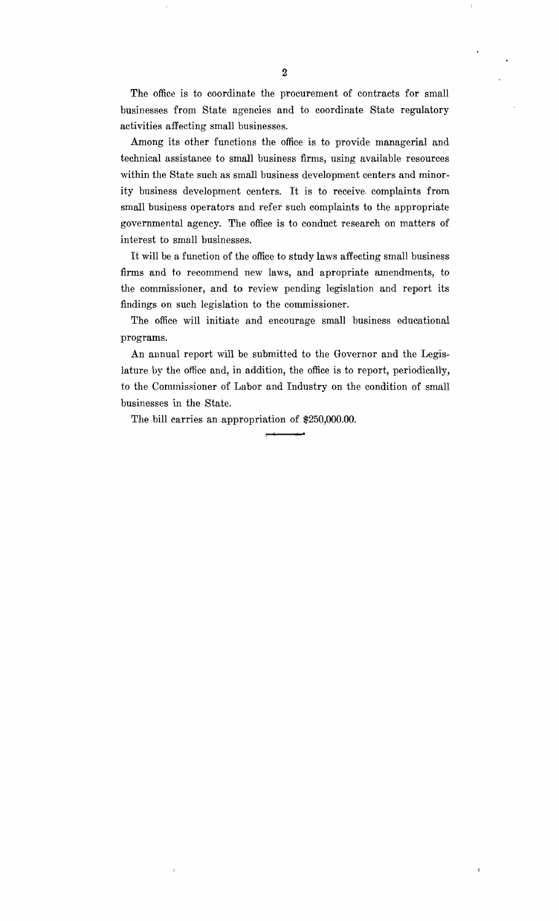The office is to coordinate the procurement of contracts for small businesses from State agencies and to coordinate State regulatory activities affecting small businesses.

Among its other functions the office is to provide managerial and technical assistance to small business firms, using available resources within the State such as small business development centers and minority business development centers. It is to receive complaints from small business operators and refer such complaints to the appropriate governmental agency. The office is to conduct research on matters of interest to small businesses.

It will be a function of the office to study laws affecting small business firms and to recommend new laws, and apropriate amendments, to the commissioner, and to review pending legislation and report its findings on such legislation to the commissioner.

The office will initiate and encourage small business educational programs.

An annual report will be submitted to the Governor and the Legislature by the office and, in addition, the office is to report, periodically, to the Commissioner of Labor and Industry on the condition of small businesses in the State.

The bill carries an appropriation of $250,000.00.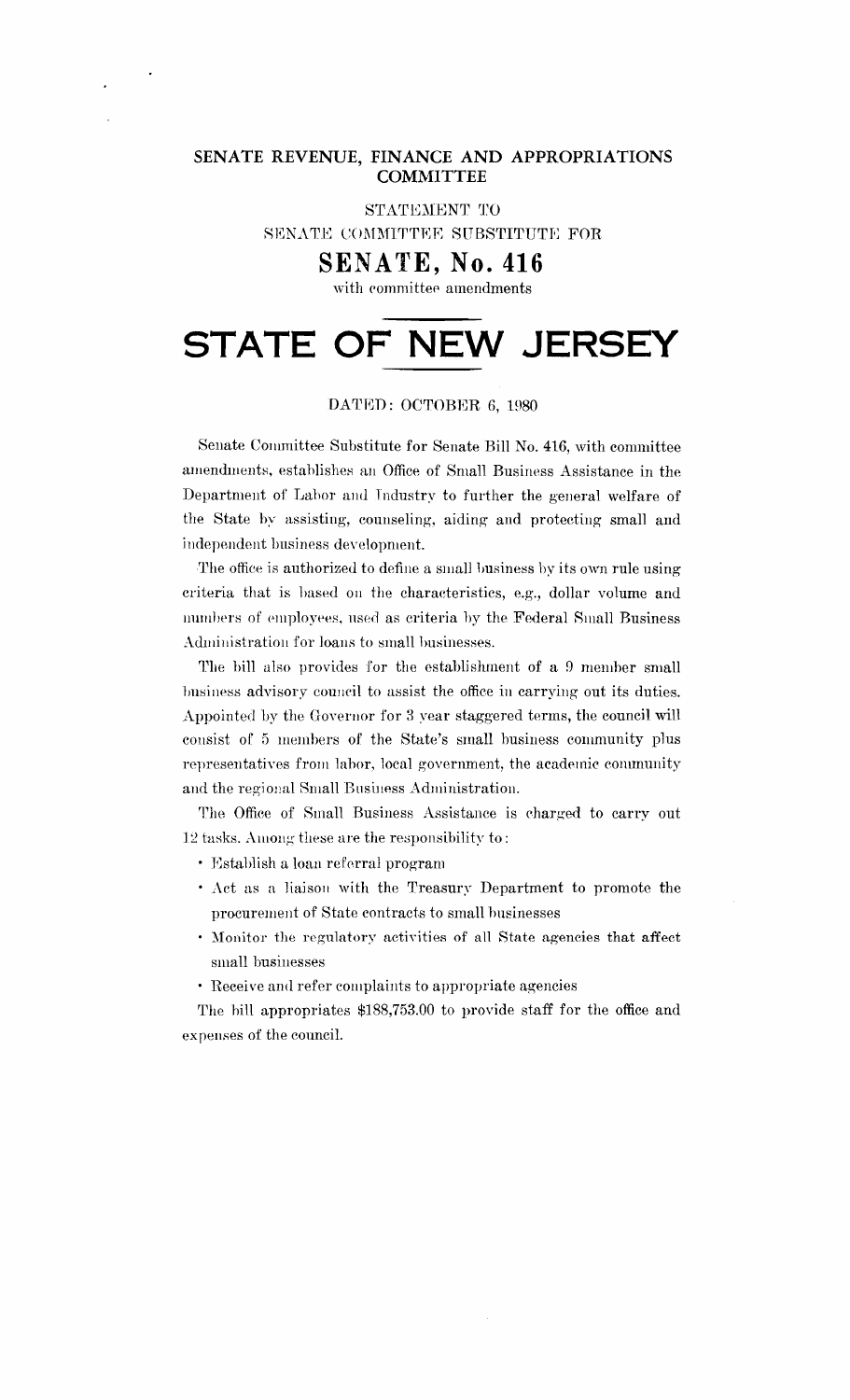# SENATE REVENUE, FINANCE AND APPROPRIATIONS COMMITTEE

STATEMENT TO

SENATE COMMITTEE SUBSTITUTE FOR

## SENATE, No. 416

with committee amendments

# STATE OF NEW JERSEY

DATED: OCTOBER 6, 1980

Senate Committee Substitute for Senate Bill No. 416, with committee amendments, establishes an Office of Small Business Assistance in the Department of Labor and Industry to further the general welfare of the State by assisting, counseling, aiding and protecting small and independent business development.

The office is authorized to define a small business by its own rule using criteria that is based on the characteristics, e.g., dollar volume and numbers of employees, used as criteria by the Federal Small Business Administration for loans to small businesses.

The bill also provides for the establishment of a 9 member small business advisory council to assist the office in carrying out its duties. Appointed by the Governor for 3 year staggered terms, the council will consist of 5 members of the State's small business community plus representatives from labor, local government, the academic community and the regional Small Business Administration.

The Office of Small Business Assistance is charged to carry out 12 tasks. Among these are the responsibility to:

- Establish a loan referral program
- Act as a liaison with the Treasury Department to promote the procurement of State contracts to small businesses
- Monitor the regulatory activities of all State agencies that affect small businesses
- Receive and refer complaints to appropriate agencies

The bill appropriates $188,753.00 to provide staff for the office and expenses of the council.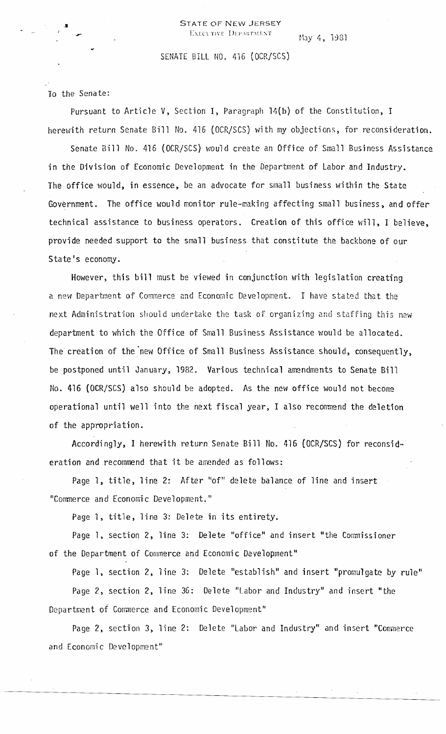STATE OF NEW JERSEY
EXECUTIVE DEPARTMENT

May 4, 1981

SENATE BILL NO. 416 (OCR/SCS)

To the Senate:

Pursuant to Article V, Section I, Paragraph 14(b) of the Constitution, I herewith return Senate Bill No. 416 (OCR/SCS) with my objections, for reconsideration.

Senate Bill No. 416 (OCR/SCS) would create an Office of Small Business Assistance in the Division of Economic Development in the Department of Labor and Industry. The office would, in essence, be an advocate for small business within the State Government. The office would monitor rule-making affecting small business, and offer technical assistance to business operators. Creation of this office will, I believe, provide needed support to the small business that constitute the backbone of our State's economy.

However, this bill must be viewed in conjunction with legislation creating a new Department of Commerce and Economic Development. I have stated that the next Administration should undertake the task of organizing and staffing this new department to which the Office of Small Business Assistance would be allocated. The creation of the new Office of Small Business Assistance should, consequently, be postponed until January, 1982. Various technical amendments to Senate Bill No. 416 (OCR/SCS) also should be adopted. As the new office would not become operational until well into the next fiscal year, I also recommend the deletion of the appropriation.

Accordingly, I herewith return Senate Bill No. 416 (OCR/SCS) for reconsideration and recommend that it be amended as follows:

Page 1, title, line 2: After "of" delete balance of line and insert "Commerce and Economic Development."

Page 1, title, line 3: Delete in its entirety.

Page 1, section 2, line 3: Delete "office" and insert "the Commissioner of the Department of Commerce and Economic Development"

Page 1, section 2, line 3: Delete "establish" and insert "promulgate by rule"

Page 2, section 2, line 36: Delete "Labor and Industry" and insert "the Department of Commerce and Economic Development"

Page 2, section 3, line 2: Delete "Labor and Industry" and insert "Commerce and Economic Development"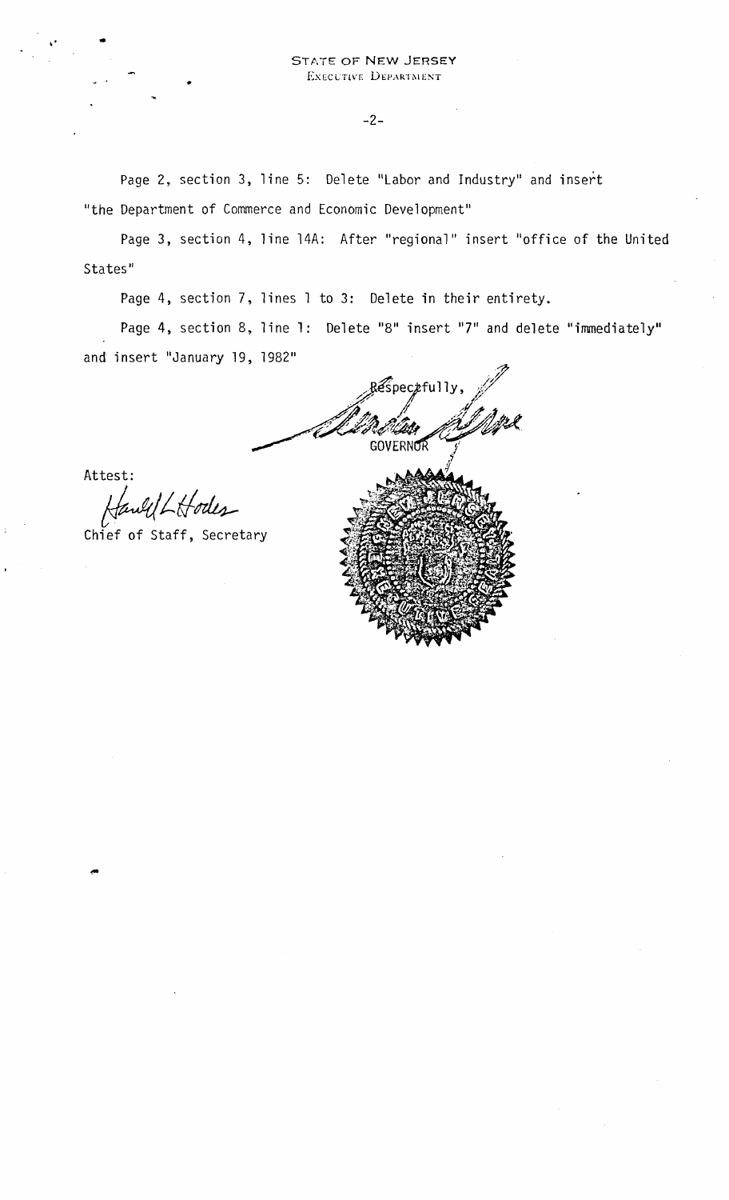STATE OF NEW JERSEY
EXECUTIVE DEPARTMENT

Page 2, section 3, line 5: Delete "Labor and Industry" and insert "the Department of Commerce and Economic Development"

Page 3, section 4, line 14A: After "regional" insert "office of the United States"

Page 4, section 7, lines 1 to 3: Delete in their entirety.

Page 4, section 8, line 1: Delete "8" insert "7" and delete "immediately" and insert "January 19, 1982"

Respectfully,

GOVERNOR

Attest:

Chief of Staff, Secretary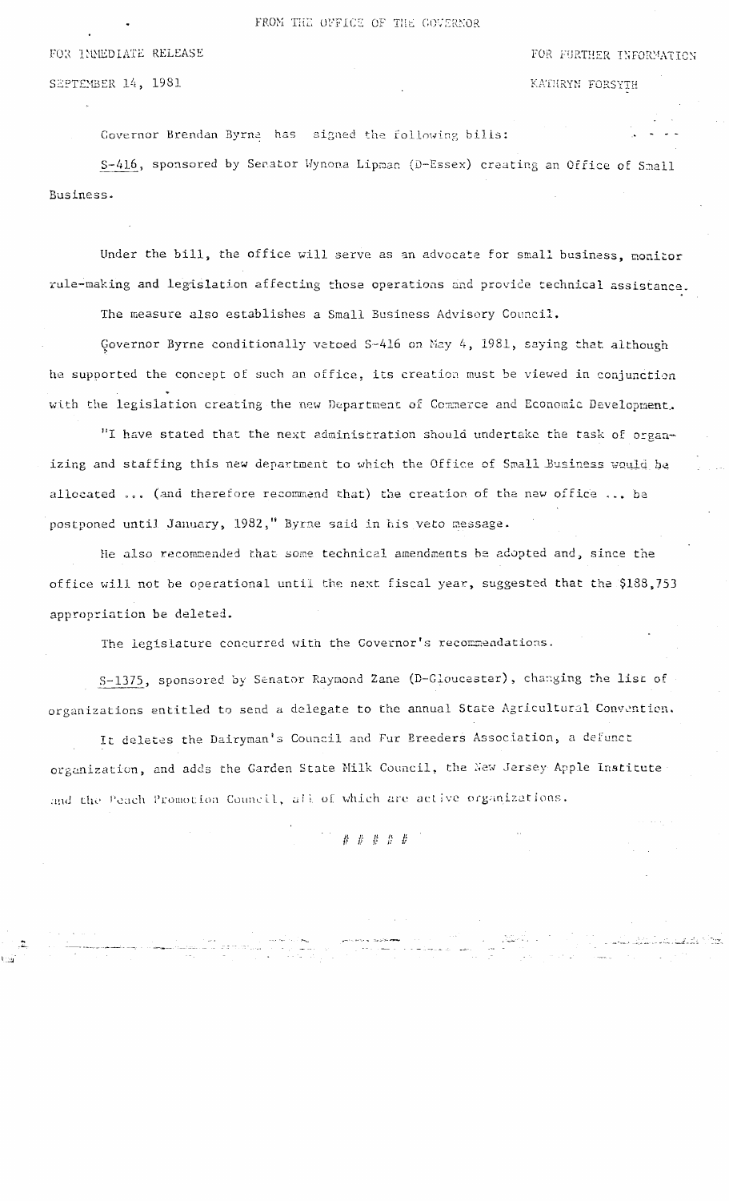FROM THE OFFICE OF THE GOVERNOR

FOR IMMEDIATE RELEASE

SEPTEMBER 14, 1981

FOR FURTHER INFORMATION

KATHRYN FORSYTH

Governor Brendan Byrne has signed the following bills:

S-416, sponsored by Senator Wynona Lipman (D-Essex) creating an Office of Small Business.

Under the bill, the office will serve as an advocate for small business, monitor rule-making and legislation affecting those operations and provide technical assistance.

The measure also establishes a Small Business Advisory Council.

Governor Byrne conditionally vetoed S-416 on May 4, 1981, saying that although he supported the concept of such an office, its creation must be viewed in conjunction with the legislation creating the new Department of Commerce and Economic Development.

"I have stated that the next administration should undertake the task of organizing and staffing this new department to which the Office of Small Business would be allocated ... (and therefore recommend that) the creation of the new office ... be postponed until January, 1982," Byrne said in his veto message.

He also recommended that some technical amendments be adopted and, since the office will not be operational until the next fiscal year, suggested that the $188,753 appropriation be deleted.

The legislature concurred with the Governor's recommendations.

S-1375, sponsored by Senator Raymond Zane (D-Gloucester), changing the list of organizations entitled to send a delegate to the annual State Agricultural Convention.

It deletes the Dairyman's Council and Fur Breeders Association, a defunct organization, and adds the Garden State Milk Council, the New Jersey Apple Institute and the Peach Promotion Council, all of which are active organizations.

# # # # #